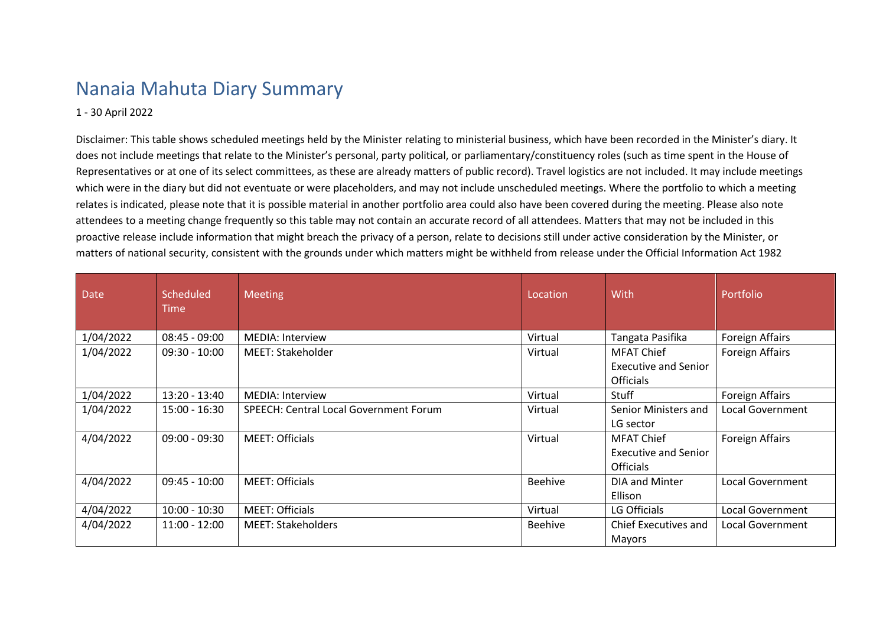# Nanaia Mahuta Diary Summary

1 - 30 April 2022

Disclaimer: This table shows scheduled meetings held by the Minister relating to ministerial business, which have been recorded in the Minister's diary. It does not include meetings that relate to the Minister's personal, party political, or parliamentary/constituency roles (such as time spent in the House of Representatives or at one of its select committees, as these are already matters of public record). Travel logistics are not included. It may include meetings which were in the diary but did not eventuate or were placeholders, and may not include unscheduled meetings. Where the portfolio to which a meeting relates is indicated, please note that it is possible material in another portfolio area could also have been covered during the meeting. Please also note attendees to a meeting change frequently so this table may not contain an accurate record of all attendees. Matters that may not be included in this proactive release include information that might breach the privacy of a person, relate to decisions still under active consideration by the Minister, or matters of national security, consistent with the grounds under which matters might be withheld from release under the Official Information Act 1982

| Date | Scheduled Time | Meeting | Location | With | Portfolio |
|---|---|---|---|---|---|
| 1/04/2022 | 08:45 - 09:00 | MEDIA: Interview | Virtual | Tangata Pasifika | Foreign Affairs |
| 1/04/2022 | 09:30 - 10:00 | MEET: Stakeholder | Virtual | MFAT Chief Executive and Senior Officials | Foreign Affairs |
| 1/04/2022 | 13:20 - 13:40 | MEDIA: Interview | Virtual | Stuff | Foreign Affairs |
| 1/04/2022 | 15:00 - 16:30 | SPEECH: Central Local Government Forum | Virtual | Senior Ministers and LG sector | Local Government |
| 4/04/2022 | 09:00 - 09:30 | MEET: Officials | Virtual | MFAT Chief Executive and Senior Officials | Foreign Affairs |
| 4/04/2022 | 09:45 - 10:00 | MEET: Officials | Beehive | DIA and Minter Ellison | Local Government |
| 4/04/2022 | 10:00 - 10:30 | MEET: Officials | Virtual | LG Officials | Local Government |
| 4/04/2022 | 11:00 - 12:00 | MEET: Stakeholders | Beehive | Chief Executives and Mayors | Local Government |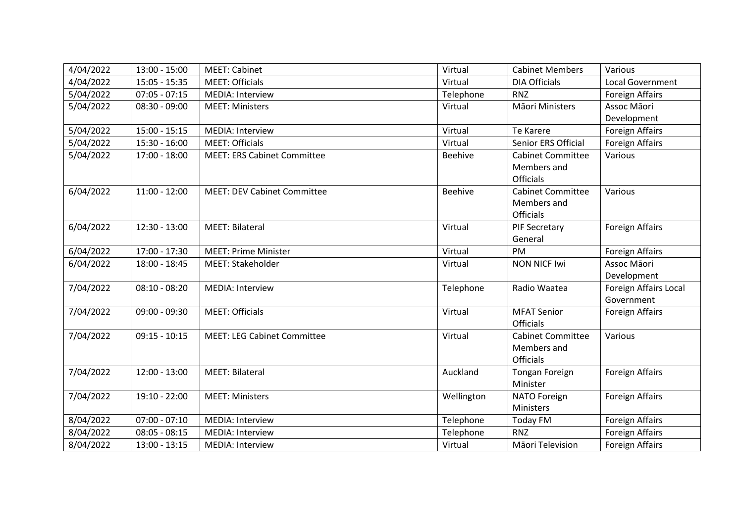| 4/04/2022 | 13:00 - 15:00 | MEET: Cabinet | Virtual | Cabinet Members | Various |
|---|---|---|---|---|---|
| 4/04/2022 | 15:05 - 15:35 | MEET: Officials | Virtual | DIA Officials | Local Government |
| 5/04/2022 | 07:05 - 07:15 | MEDIA: Interview | Telephone | RNZ | Foreign Affairs |
| 5/04/2022 | 08:30 - 09:00 | MEET: Ministers | Virtual | Māori Ministers | Assoc Māori Development |
| 5/04/2022 | 15:00 - 15:15 | MEDIA: Interview | Virtual | Te Karere | Foreign Affairs |
| 5/04/2022 | 15:30 - 16:00 | MEET: Officials | Virtual | Senior ERS Official | Foreign Affairs |
| 5/04/2022 | 17:00 - 18:00 | MEET: ERS Cabinet Committee | Beehive | Cabinet Committee Members and Officials | Various |
| 6/04/2022 | 11:00 - 12:00 | MEET: DEV Cabinet Committee | Beehive | Cabinet Committee Members and Officials | Various |
| 6/04/2022 | 12:30 - 13:00 | MEET: Bilateral | Virtual | PIF Secretary General | Foreign Affairs |
| 6/04/2022 | 17:00 - 17:30 | MEET: Prime Minister | Virtual | PM | Foreign Affairs |
| 6/04/2022 | 18:00 - 18:45 | MEET: Stakeholder | Virtual | NON NICF Iwi | Assoc Māori Development |
| 7/04/2022 | 08:10 - 08:20 | MEDIA: Interview | Telephone | Radio Waatea | Foreign Affairs Local Government |
| 7/04/2022 | 09:00 - 09:30 | MEET: Officials | Virtual | MFAT Senior Officials | Foreign Affairs |
| 7/04/2022 | 09:15 - 10:15 | MEET: LEG Cabinet Committee | Virtual | Cabinet Committee Members and Officials | Various |
| 7/04/2022 | 12:00 - 13:00 | MEET: Bilateral | Auckland | Tongan Foreign Minister | Foreign Affairs |
| 7/04/2022 | 19:10 - 22:00 | MEET: Ministers | Wellington | NATO Foreign Ministers | Foreign Affairs |
| 8/04/2022 | 07:00 - 07:10 | MEDIA: Interview | Telephone | Today FM | Foreign Affairs |
| 8/04/2022 | 08:05 - 08:15 | MEDIA: Interview | Telephone | RNZ | Foreign Affairs |
| 8/04/2022 | 13:00 - 13:15 | MEDIA: Interview | Virtual | Māori Television | Foreign Affairs |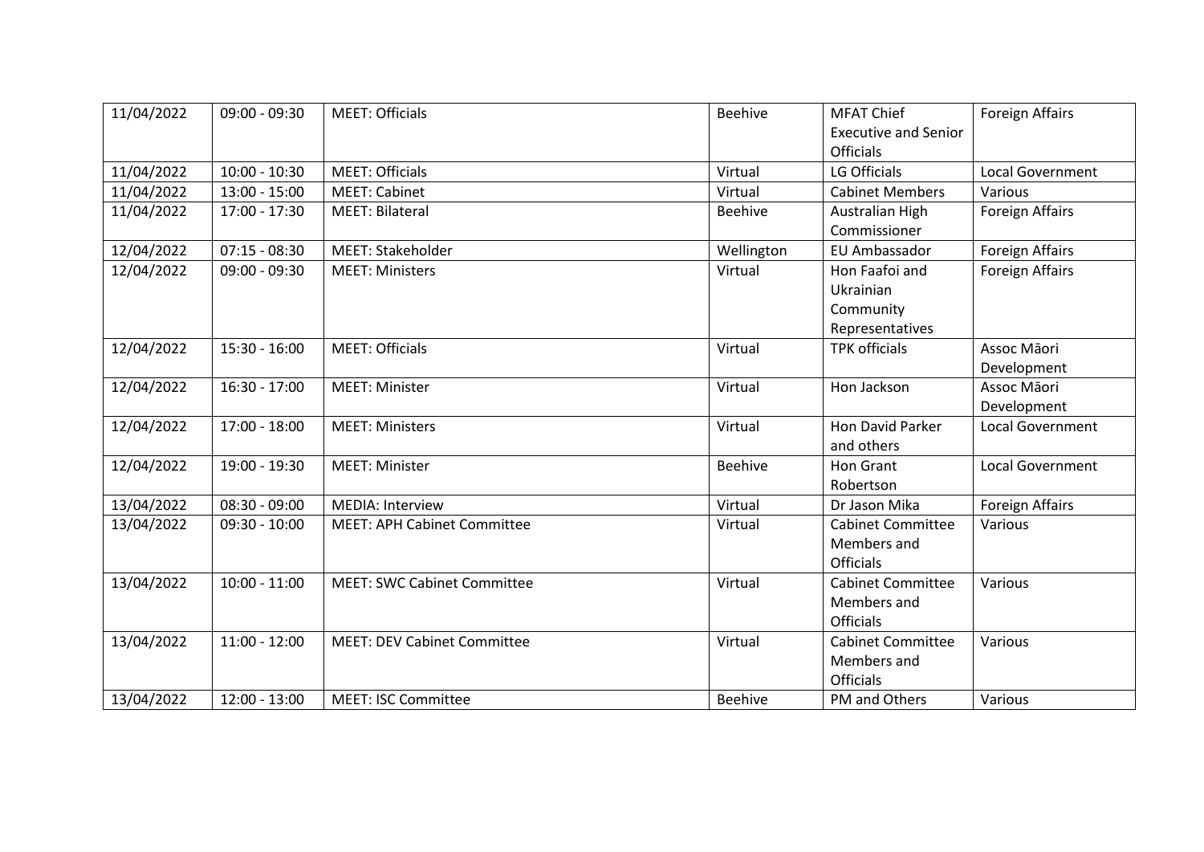| 11/04/2022 | 09:00 - 09:30 | MEET: Officials | Beehive | MFAT Chief Executive and Senior Officials | Foreign Affairs |
|---|---|---|---|---|---|
| 11/04/2022 | 10:00 - 10:30 | MEET: Officials | Virtual | LG Officials | Local Government |
| 11/04/2022 | 13:00 - 15:00 | MEET: Cabinet | Virtual | Cabinet Members | Various |
| 11/04/2022 | 17:00 - 17:30 | MEET: Bilateral | Beehive | Australian High Commissioner | Foreign Affairs |
| 12/04/2022 | 07:15 - 08:30 | MEET: Stakeholder | Wellington | EU Ambassador | Foreign Affairs |
| 12/04/2022 | 09:00 - 09:30 | MEET: Ministers | Virtual | Hon Faafoi and Ukrainian Community Representatives | Foreign Affairs |
| 12/04/2022 | 15:30 - 16:00 | MEET: Officials | Virtual | TPK officials | Assoc Māori Development |
| 12/04/2022 | 16:30 - 17:00 | MEET: Minister | Virtual | Hon Jackson | Assoc Māori Development |
| 12/04/2022 | 17:00 - 18:00 | MEET: Ministers | Virtual | Hon David Parker and others | Local Government |
| 12/04/2022 | 19:00 - 19:30 | MEET: Minister | Beehive | Hon Grant Robertson | Local Government |
| 13/04/2022 | 08:30 - 09:00 | MEDIA: Interview | Virtual | Dr Jason Mika | Foreign Affairs |
| 13/04/2022 | 09:30 - 10:00 | MEET: APH Cabinet Committee | Virtual | Cabinet Committee Members and Officials | Various |
| 13/04/2022 | 10:00 - 11:00 | MEET: SWC Cabinet Committee | Virtual | Cabinet Committee Members and Officials | Various |
| 13/04/2022 | 11:00 - 12:00 | MEET: DEV Cabinet Committee | Virtual | Cabinet Committee Members and Officials | Various |
| 13/04/2022 | 12:00 - 13:00 | MEET: ISC Committee | Beehive | PM and Others | Various |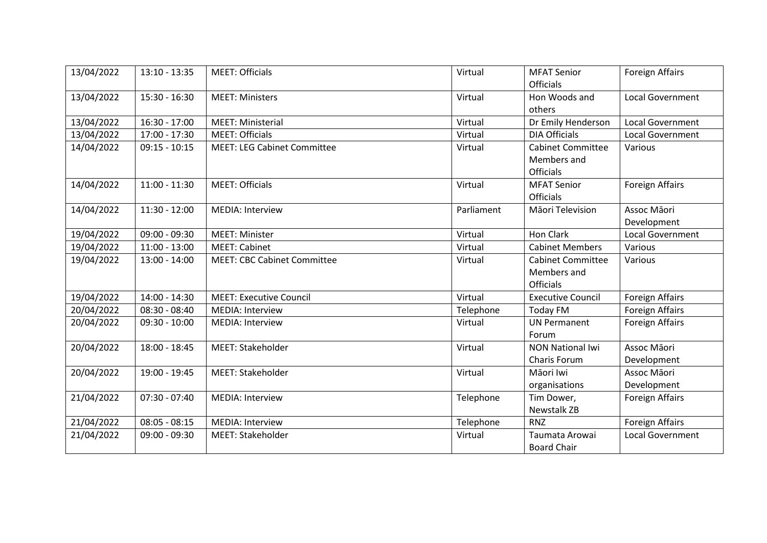| 13/04/2022 | 13:10 - 13:35 | MEET: Officials | Virtual | MFAT Senior Officials | Foreign Affairs |
|---|---|---|---|---|---|
| 13/04/2022 | 15:30 - 16:30 | MEET: Ministers | Virtual | Hon Woods and others | Local Government |
| 13/04/2022 | 16:30 - 17:00 | MEET: Ministerial | Virtual | Dr Emily Henderson | Local Government |
| 13/04/2022 | 17:00 - 17:30 | MEET: Officials | Virtual | DIA Officials | Local Government |
| 14/04/2022 | 09:15 - 10:15 | MEET: LEG Cabinet Committee | Virtual | Cabinet Committee Members and Officials | Various |
| 14/04/2022 | 11:00 - 11:30 | MEET: Officials | Virtual | MFAT Senior Officials | Foreign Affairs |
| 14/04/2022 | 11:30 - 12:00 | MEDIA: Interview | Parliament | Māori Television | Assoc Māori Development |
| 19/04/2022 | 09:00 - 09:30 | MEET: Minister | Virtual | Hon Clark | Local Government |
| 19/04/2022 | 11:00 - 13:00 | MEET: Cabinet | Virtual | Cabinet Members | Various |
| 19/04/2022 | 13:00 - 14:00 | MEET: CBC Cabinet Committee | Virtual | Cabinet Committee Members and Officials | Various |
| 19/04/2022 | 14:00 - 14:30 | MEET: Executive Council | Virtual | Executive Council | Foreign Affairs |
| 20/04/2022 | 08:30 - 08:40 | MEDIA: Interview | Telephone | Today FM | Foreign Affairs |
| 20/04/2022 | 09:30 - 10:00 | MEDIA: Interview | Virtual | UN Permanent Forum | Foreign Affairs |
| 20/04/2022 | 18:00 - 18:45 | MEET: Stakeholder | Virtual | NON National Iwi Charis Forum | Assoc Māori Development |
| 20/04/2022 | 19:00 - 19:45 | MEET: Stakeholder | Virtual | Māori Iwi organisations | Assoc Māori Development |
| 21/04/2022 | 07:30 - 07:40 | MEDIA: Interview | Telephone | Tim Dower, Newstalk ZB | Foreign Affairs |
| 21/04/2022 | 08:05 - 08:15 | MEDIA: Interview | Telephone | RNZ | Foreign Affairs |
| 21/04/2022 | 09:00 - 09:30 | MEET: Stakeholder | Virtual | Taumata Arowai Board Chair | Local Government |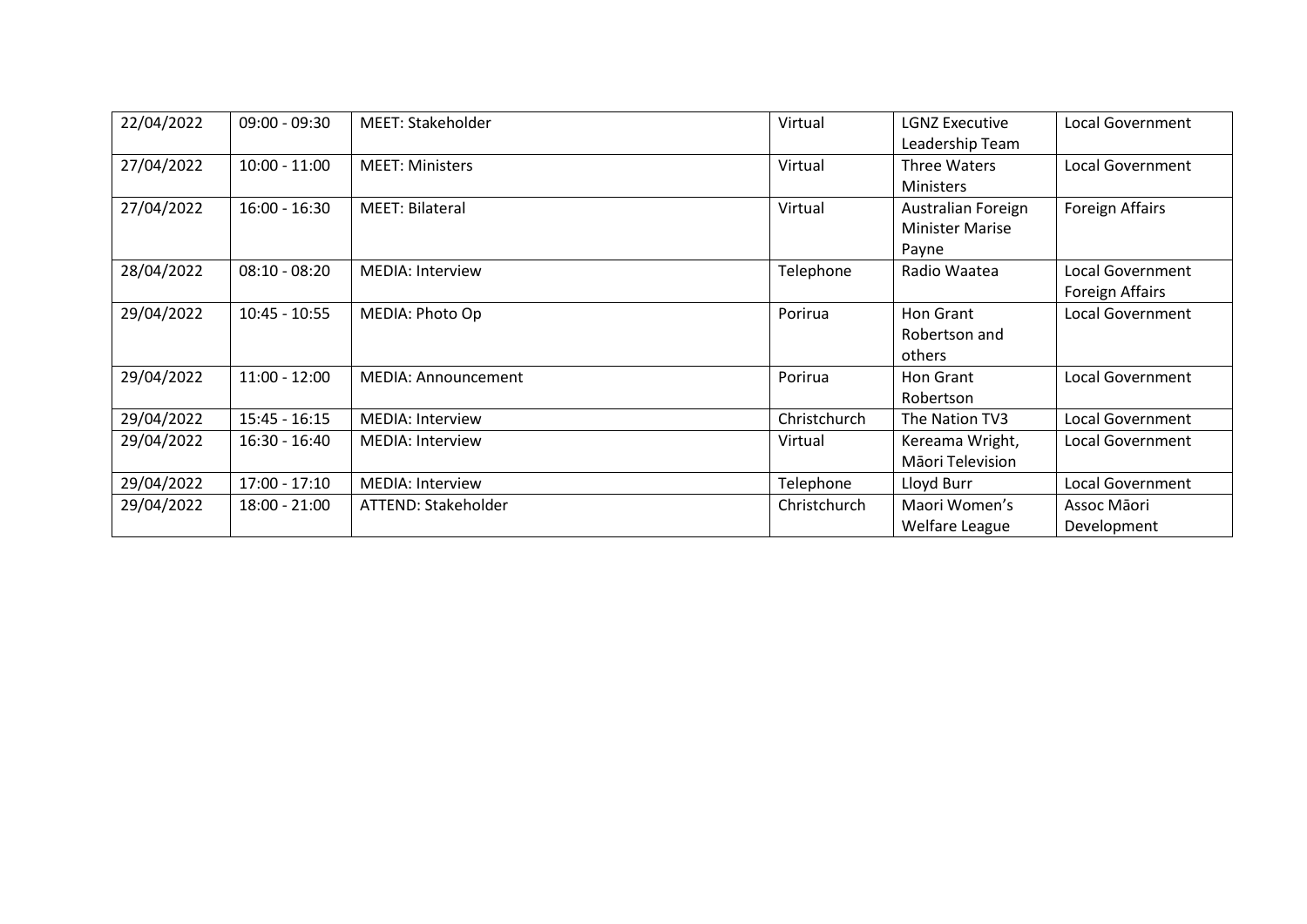| | | | | | |
|---|---|---|---|---|---|
| 22/04/2022 | 09:00 - 09:30 | MEET: Stakeholder | Virtual | LGNZ Executive Leadership Team | Local Government |
| 27/04/2022 | 10:00 - 11:00 | MEET: Ministers | Virtual | Three Waters Ministers | Local Government |
| 27/04/2022 | 16:00 - 16:30 | MEET: Bilateral | Virtual | Australian Foreign Minister Marise Payne | Foreign Affairs |
| 28/04/2022 | 08:10 - 08:20 | MEDIA: Interview | Telephone | Radio Waatea | Local Government Foreign Affairs |
| 29/04/2022 | 10:45 - 10:55 | MEDIA: Photo Op | Porirua | Hon Grant Robertson and others | Local Government |
| 29/04/2022 | 11:00 - 12:00 | MEDIA: Announcement | Porirua | Hon Grant Robertson | Local Government |
| 29/04/2022 | 15:45 - 16:15 | MEDIA: Interview | Christchurch | The Nation TV3 | Local Government |
| 29/04/2022 | 16:30 - 16:40 | MEDIA: Interview | Virtual | Kereama Wright, Māori Television | Local Government |
| 29/04/2022 | 17:00 - 17:10 | MEDIA: Interview | Telephone | Lloyd Burr | Local Government |
| 29/04/2022 | 18:00 - 21:00 | ATTEND: Stakeholder | Christchurch | Maori Women's Welfare League | Assoc Māori Development |